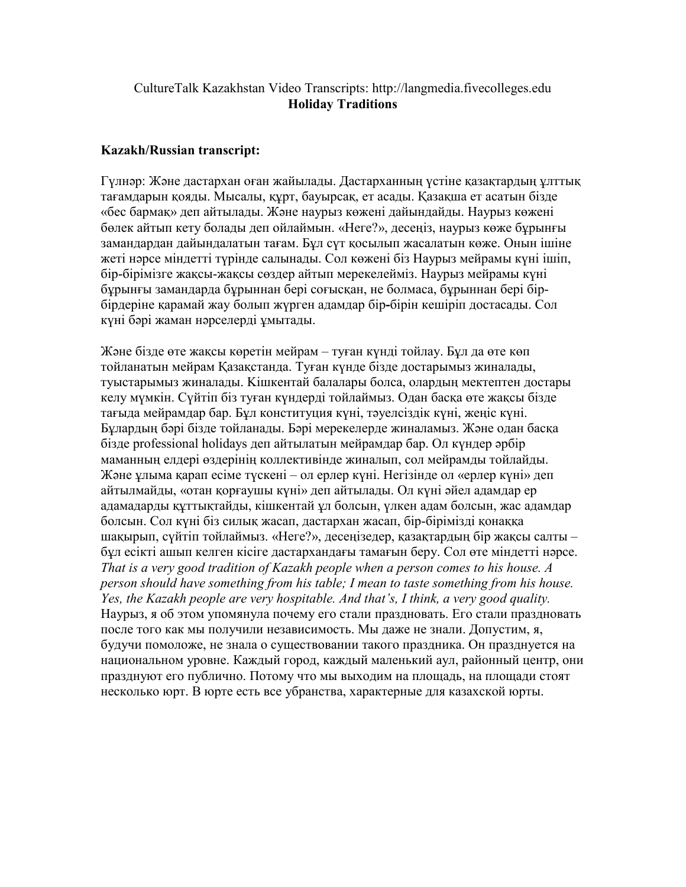CultureTalk Kazakhstan Video Transcripts: http://langmedia.fivecolleges.edu

**Holiday Traditions**

**Kazakh/Russian transcript:**

Гүлнәр: Және дастархан оған жайылады. Дастарханның үстіне қазақтардың ұлттық тағамдарын қояды. Мысалы, құрт, бауырсақ, ет асады. Қазақша ет асатын бізде «бес бармақ» деп айтылады. Және наурыз көжені дайындайды. Наурыз көжені бөлек айтып кету болады деп ойлаймын. «Неге?», десеңіз, наурыз көже бұрынғы замандардан дайындалатын тағам. Бұл сүт қосылып жасалатын көже. Онын ішіне жеті нәрсе міндетті түрінде салынады. Сол көжені біз Наурыз мейрамы күні ішіп, бір-бірімізге жақсы-жақсы сөздер айтып мерекелейміз. Наурыз мейрамы күні бұрынғы замандарда бұрыннан бері соғысқан, не болмаса, бұрыннан бері бір-бірдеріне қарамай жау болып жүрген адамдар бір-бірін кешіріп достасады. Сол күні бәрі жаман нәрселерді ұмытады.

Және бізде өте жақсы көретін мейрам – туған күнді тойлау. Бұл да өте көп тойланатын мейрам Қазақстанда. Туған күнде бізде достарымыз жиналады, туыстарымыз жиналады. Кішкентай балалары болса, олардың мектептен достары келу мүмкін. Сүйтіп біз туған күндерді тойлаймыз. Одан басқа өте жақсы бізде тағыда мейрамдар бар. Бұл конституция күні, тәуелсіздік күні, жеңіс күні. Бұлардың бәрі бізде тойланады. Бәрі мерекелерде жиналамыз. Және одан басқа бізде professional holidays деп айтылатын мейрамдар бар. Ол күндер әрбір маманның елдері өздерінің коллективінде жиналып, сол мейрамды тойлайды. Және ұлыма қарап есіме түскені – ол ерлер күні. Негізінде ол «ерлер күні» деп айтылмайды, «отан қорғаушы күні» деп айтылады. Ол күні әйел адамдар ер адамадарды құттықтайды, кішкентай ұл болсын, үлкен адам болсын, жас адамдар болсын. Сол күні біз силық жасап, дастархан жасап, бір-бірімізді қонаққа шақырып, сүйтіп тойлаймыз. «Неге?», десеңіздер, қазақтардың бір жақсы салты – бұл есікті ашып келген кісіге дастархандағы тамағын беру. Сол өте міндетті нәрсе. *That is a very good tradition of Kazakh people when a person comes to his house. A person should have something from his table; I mean to taste something from his house. Yes, the Kazakh people are very hospitable. And that's, I think, a very good quality.* Наурыз, я об этом упомянула почему его стали праздновать. Его стали праздновать после того как мы получили независимость. Мы даже не знали. Допустим, я, будучи помоложе, не знала о существовании такого праздника. Он празднуется на национальном уровне. Каждый город, каждый маленький аул, районный центр, они празднуют его публично. Потому что мы выходим на площадь, на площади стоят несколько юрт. В юрте есть все убранства, характерные для казахской юрты.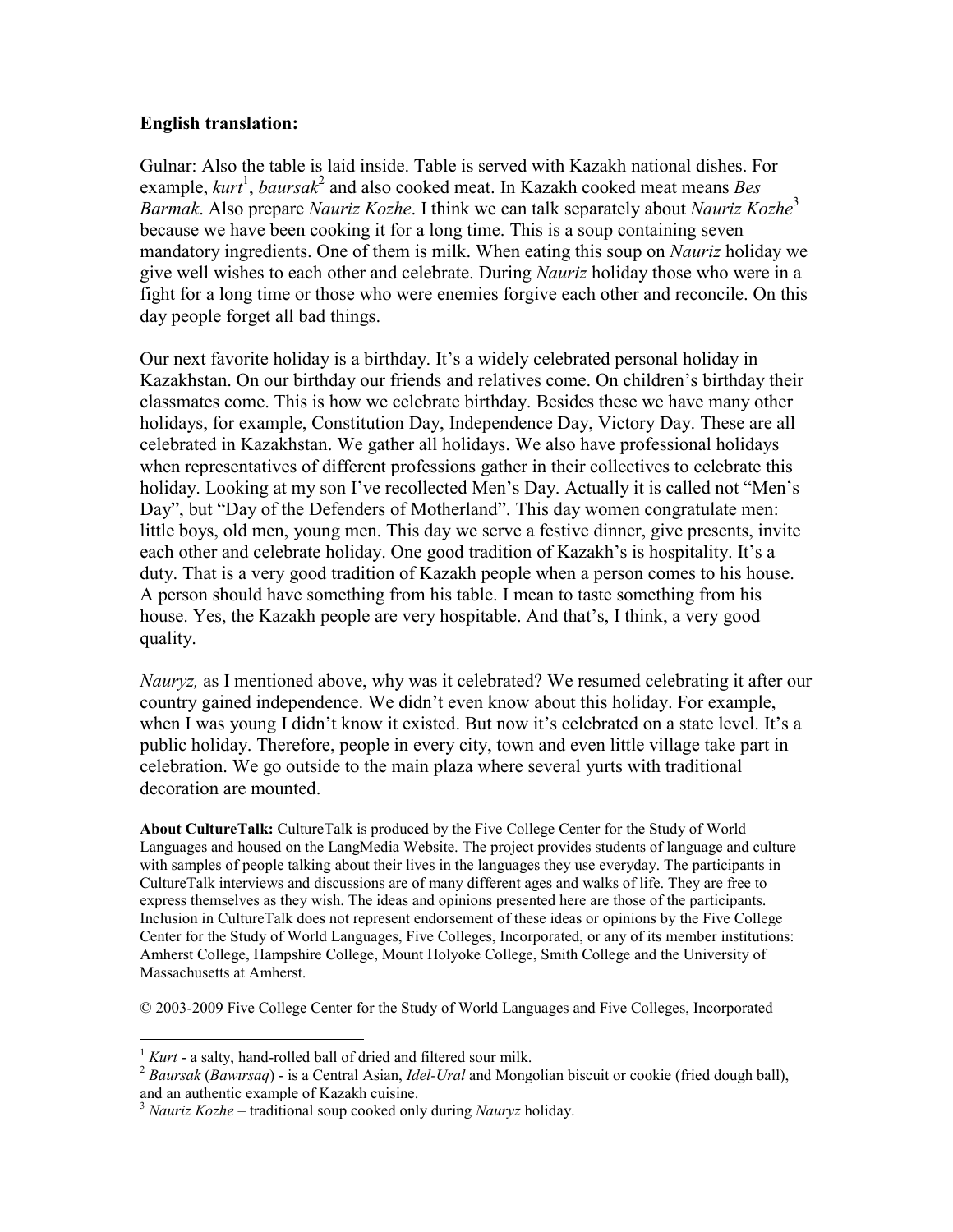**English translation:**

Gulnar: Also the table is laid inside. Table is served with Kazakh national dishes. For example, *kurt*[1], *baursak*[2] and also cooked meat. In Kazakh cooked meat means *Bes Barmak*. Also prepare *Nauriz Kozhe*. I think we can talk separately about *Nauriz Kozhe*[3] because we have been cooking it for a long time. This is a soup containing seven mandatory ingredients. One of them is milk. When eating this soup on *Nauriz* holiday we give well wishes to each other and celebrate. During *Nauriz* holiday those who were in a fight for a long time or those who were enemies forgive each other and reconcile. On this day people forget all bad things.

Our next favorite holiday is a birthday. It's a widely celebrated personal holiday in Kazakhstan. On our birthday our friends and relatives come. On children's birthday their classmates come. This is how we celebrate birthday. Besides these we have many other holidays, for example, Constitution Day, Independence Day, Victory Day. These are all celebrated in Kazakhstan. We gather all holidays. We also have professional holidays when representatives of different professions gather in their collectives to celebrate this holiday. Looking at my son I've recollected Men's Day. Actually it is called not "Men's Day", but "Day of the Defenders of Motherland". This day women congratulate men: little boys, old men, young men. This day we serve a festive dinner, give presents, invite each other and celebrate holiday. One good tradition of Kazakh's is hospitality. It's a duty. That is a very good tradition of Kazakh people when a person comes to his house. A person should have something from his table. I mean to taste something from his house. Yes, the Kazakh people are very hospitable. And that's, I think, a very good quality.

*Nauryz,* as I mentioned above, why was it celebrated? We resumed celebrating it after our country gained independence. We didn't even know about this holiday. For example, when I was young I didn't know it existed. But now it's celebrated on a state level. It's a public holiday. Therefore, people in every city, town and even little village take part in celebration. We go outside to the main plaza where several yurts with traditional decoration are mounted.

**About CultureTalk:** CultureTalk is produced by the Five College Center for the Study of World Languages and housed on the LangMedia Website. The project provides students of language and culture with samples of people talking about their lives in the languages they use everyday. The participants in CultureTalk interviews and discussions are of many different ages and walks of life. They are free to express themselves as they wish. The ideas and opinions presented here are those of the participants. Inclusion in CultureTalk does not represent endorsement of these ideas or opinions by the Five College Center for the Study of World Languages, Five Colleges, Incorporated, or any of its member institutions: Amherst College, Hampshire College, Mount Holyoke College, Smith College and the University of Massachusetts at Amherst.

© 2003-2009 Five College Center for the Study of World Languages and Five Colleges, Incorporated

---

[1] *Kurt* - a salty, hand-rolled ball of dried and filtered sour milk.

[2] *Baursak* (*Bawırsaq*) - is a Central Asian, *Idel-Ural* and Mongolian biscuit or cookie (fried dough ball), and an authentic example of Kazakh cuisine.

[3] *Nauriz Kozhe* – traditional soup cooked only during *Nauryz* holiday.